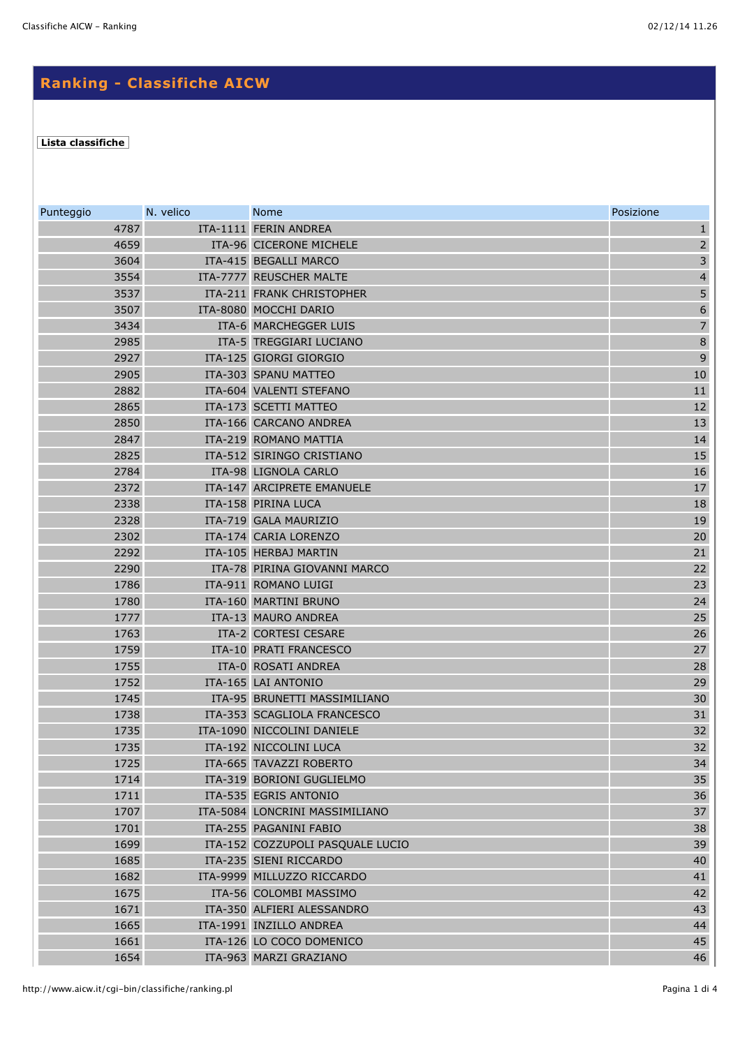## Ranking - Classifiche AICW

**Lista classifiche**

| Punteggio | N. velico | Nome | Posizione |
|---|---|---|---|
| 4787 | ITA-1111 | FERIN ANDREA | 1 |
| 4659 | ITA-96 | CICERONE MICHELE | 2 |
| 3604 | ITA-415 | BEGALLI MARCO | 3 |
| 3554 | ITA-7777 | REUSCHER MALTE | 4 |
| 3537 | ITA-211 | FRANK CHRISTOPHER | 5 |
| 3507 | ITA-8080 | MOCCHI DARIO | 6 |
| 3434 | ITA-6 | MARCHEGGER LUIS | 7 |
| 2985 | ITA-5 | TREGGIARI LUCIANO | 8 |
| 2927 | ITA-125 | GIORGI GIORGIO | 9 |
| 2905 | ITA-303 | SPANU MATTEO | 10 |
| 2882 | ITA-604 | VALENTI STEFANO | 11 |
| 2865 | ITA-173 | SCETTI MATTEO | 12 |
| 2850 | ITA-166 | CARCANO ANDREA | 13 |
| 2847 | ITA-219 | ROMANO MATTIA | 14 |
| 2825 | ITA-512 | SIRINGO CRISTIANO | 15 |
| 2784 | ITA-98 | LIGNOLA CARLO | 16 |
| 2372 | ITA-147 | ARCIPRETE EMANUELE | 17 |
| 2338 | ITA-158 | PIRINA LUCA | 18 |
| 2328 | ITA-719 | GALA MAURIZIO | 19 |
| 2302 | ITA-174 | CARIA LORENZO | 20 |
| 2292 | ITA-105 | HERBAJ MARTIN | 21 |
| 2290 | ITA-78 | PIRINA GIOVANNI MARCO | 22 |
| 1786 | ITA-911 | ROMANO LUIGI | 23 |
| 1780 | ITA-160 | MARTINI BRUNO | 24 |
| 1777 | ITA-13 | MAURO ANDREA | 25 |
| 1763 | ITA-2 | CORTESI CESARE | 26 |
| 1759 | ITA-10 | PRATI FRANCESCO | 27 |
| 1755 | ITA-0 | ROSATI ANDREA | 28 |
| 1752 | ITA-165 | LAI ANTONIO | 29 |
| 1745 | ITA-95 | BRUNETTI MASSIMILIANO | 30 |
| 1738 | ITA-353 | SCAGLIOLA FRANCESCO | 31 |
| 1735 | ITA-1090 | NICCOLINI DANIELE | 32 |
| 1735 | ITA-192 | NICCOLINI LUCA | 32 |
| 1725 | ITA-665 | TAVAZZI ROBERTO | 34 |
| 1714 | ITA-319 | BORIONI GUGLIELMO | 35 |
| 1711 | ITA-535 | EGRIS ANTONIO | 36 |
| 1707 | ITA-5084 | LONCRINI MASSIMILIANO | 37 |
| 1701 | ITA-255 | PAGANINI FABIO | 38 |
| 1699 | ITA-152 | COZZUPOLI PASQUALE LUCIO | 39 |
| 1685 | ITA-235 | SIENI RICCARDO | 40 |
| 1682 | ITA-9999 | MILLUZZO RICCARDO | 41 |
| 1675 | ITA-56 | COLOMBI MASSIMO | 42 |
| 1671 | ITA-350 | ALFIERI ALESSANDRO | 43 |
| 1665 | ITA-1991 | INZILLO ANDREA | 44 |
| 1661 | ITA-126 | LO COCO DOMENICO | 45 |
| 1654 | ITA-963 | MARZI GRAZIANO | 46 |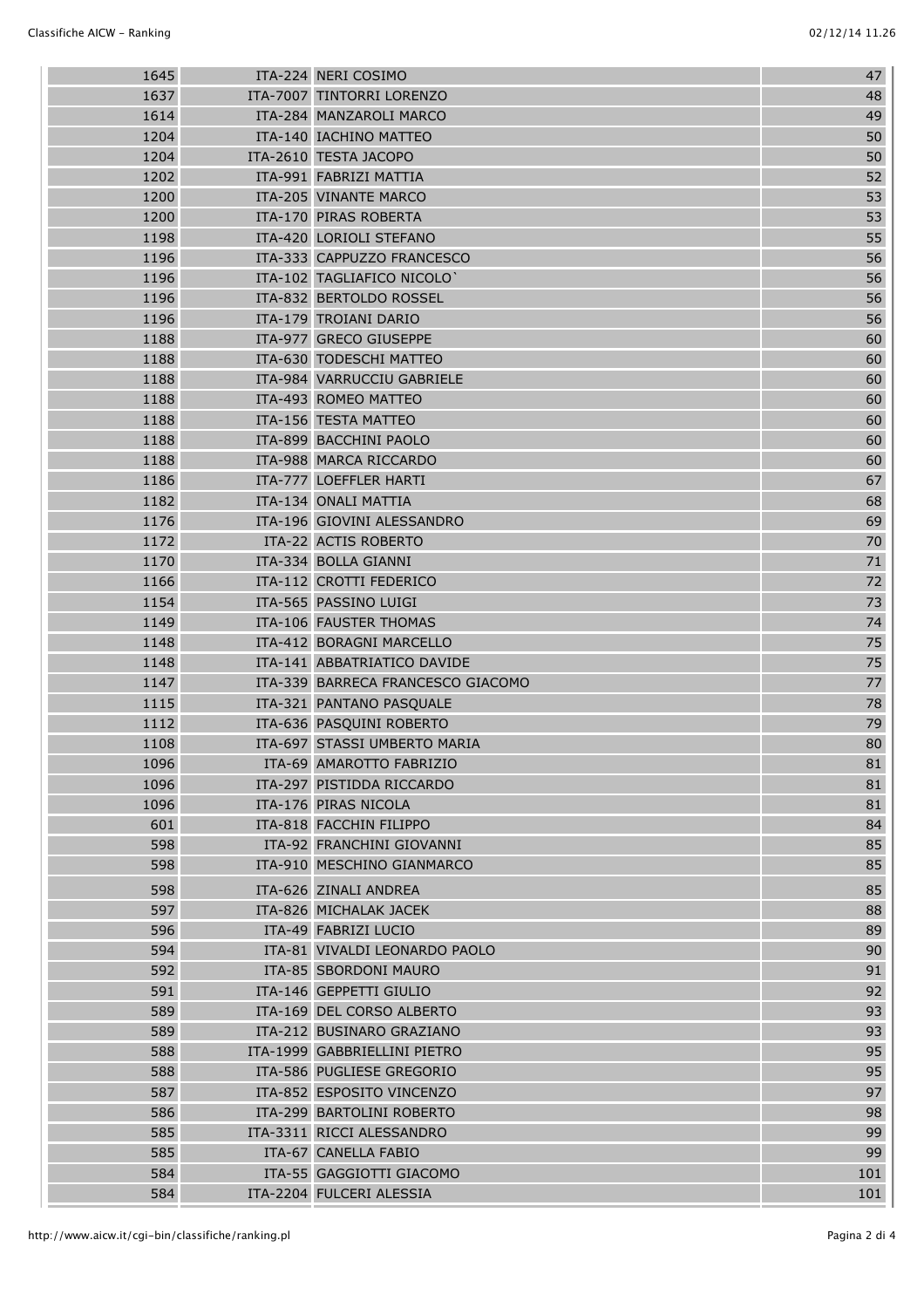| | | |
|---|---|---|
| 1645 | ITA-224 NERI COSIMO | 47 |
| 1637 | ITA-7007 TINTORRI LORENZO | 48 |
| 1614 | ITA-284 MANZAROLI MARCO | 49 |
| 1204 | ITA-140 IACHINO MATTEO | 50 |
| 1204 | ITA-2610 TESTA JACOPO | 50 |
| 1202 | ITA-991 FABRIZI MATTIA | 52 |
| 1200 | ITA-205 VINANTE MARCO | 53 |
| 1200 | ITA-170 PIRAS ROBERTA | 53 |
| 1198 | ITA-420 LORIOLI STEFANO | 55 |
| 1196 | ITA-333 CAPPUZZO FRANCESCO | 56 |
| 1196 | ITA-102 TAGLIAFICO NICOLO` | 56 |
| 1196 | ITA-832 BERTOLDO ROSSEL | 56 |
| 1196 | ITA-179 TROIANI DARIO | 56 |
| 1188 | ITA-977 GRECO GIUSEPPE | 60 |
| 1188 | ITA-630 TODESCHI MATTEO | 60 |
| 1188 | ITA-984 VARRUCCIU GABRIELE | 60 |
| 1188 | ITA-493 ROMEO MATTEO | 60 |
| 1188 | ITA-156 TESTA MATTEO | 60 |
| 1188 | ITA-899 BACCHINI PAOLO | 60 |
| 1188 | ITA-988 MARCA RICCARDO | 60 |
| 1186 | ITA-777 LOEFFLER HARTI | 67 |
| 1182 | ITA-134 ONALI MATTIA | 68 |
| 1176 | ITA-196 GIOVINI ALESSANDRO | 69 |
| 1172 | ITA-22 ACTIS ROBERTO | 70 |
| 1170 | ITA-334 BOLLA GIANNI | 71 |
| 1166 | ITA-112 CROTTI FEDERICO | 72 |
| 1154 | ITA-565 PASSINO LUIGI | 73 |
| 1149 | ITA-106 FAUSTER THOMAS | 74 |
| 1148 | ITA-412 BORAGNI MARCELLO | 75 |
| 1148 | ITA-141 ABBATRIATICO DAVIDE | 75 |
| 1147 | ITA-339 BARRECA FRANCESCO GIACOMO | 77 |
| 1115 | ITA-321 PANTANO PASQUALE | 78 |
| 1112 | ITA-636 PASQUINI ROBERTO | 79 |
| 1108 | ITA-697 STASSI UMBERTO MARIA | 80 |
| 1096 | ITA-69 AMAROTTO FABRIZIO | 81 |
| 1096 | ITA-297 PISTIDDA RICCARDO | 81 |
| 1096 | ITA-176 PIRAS NICOLA | 81 |
| 601 | ITA-818 FACCHIN FILIPPO | 84 |
| 598 | ITA-92 FRANCHINI GIOVANNI | 85 |
| 598 | ITA-910 MESCHINO GIANMARCO | 85 |
| 598 | ITA-626 ZINALI ANDREA | 85 |
| 597 | ITA-826 MICHALAK JACEK | 88 |
| 596 | ITA-49 FABRIZI LUCIO | 89 |
| 594 | ITA-81 VIVALDI LEONARDO PAOLO | 90 |
| 592 | ITA-85 SBORDONI MAURO | 91 |
| 591 | ITA-146 GEPPETTI GIULIO | 92 |
| 589 | ITA-169 DEL CORSO ALBERTO | 93 |
| 589 | ITA-212 BUSINARO GRAZIANO | 93 |
| 588 | ITA-1999 GABBRIELLINI PIETRO | 95 |
| 588 | ITA-586 PUGLIESE GREGORIO | 95 |
| 587 | ITA-852 ESPOSITO VINCENZO | 97 |
| 586 | ITA-299 BARTOLINI ROBERTO | 98 |
| 585 | ITA-3311 RICCI ALESSANDRO | 99 |
| 585 | ITA-67 CANELLA FABIO | 99 |
| 584 | ITA-55 GAGGIOTTI GIACOMO | 101 |
| 584 | ITA-2204 FULCERI ALESSIA | 101 |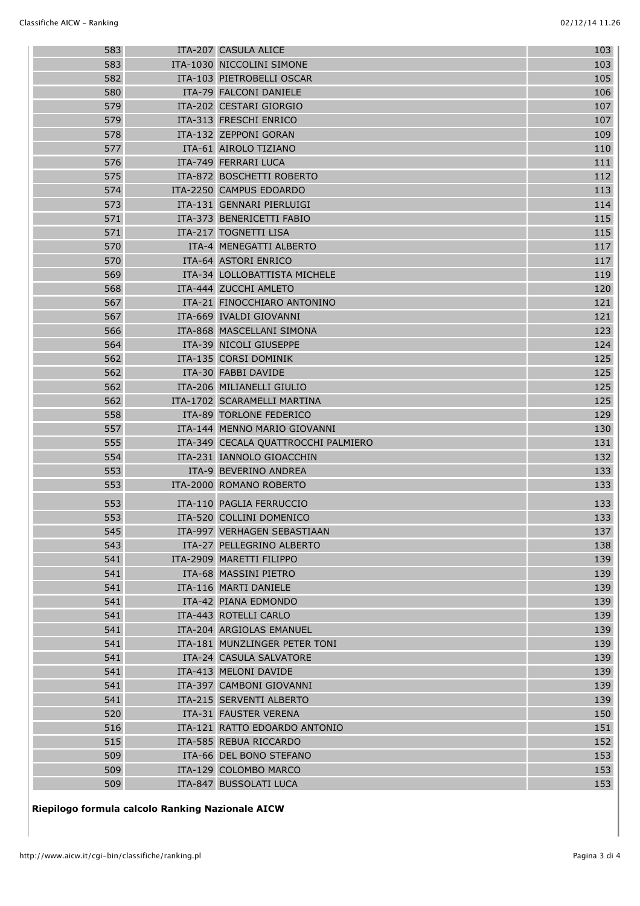| | | | |
|---|---|---|---|
| 583 | ITA-207 | CASULA ALICE | 103 |
| 583 | ITA-1030 | NICCOLINI SIMONE | 103 |
| 582 | ITA-103 | PIETROBELLI OSCAR | 105 |
| 580 | ITA-79 | FALCONI DANIELE | 106 |
| 579 | ITA-202 | CESTARI GIORGIO | 107 |
| 579 | ITA-313 | FRESCHI ENRICO | 107 |
| 578 | ITA-132 | ZEPPONI GORAN | 109 |
| 577 | ITA-61 | AIROLO TIZIANO | 110 |
| 576 | ITA-749 | FERRARI LUCA | 111 |
| 575 | ITA-872 | BOSCHETTI ROBERTO | 112 |
| 574 | ITA-2250 | CAMPUS EDOARDO | 113 |
| 573 | ITA-131 | GENNARI PIERLUIGI | 114 |
| 571 | ITA-373 | BENERICETTI FABIO | 115 |
| 571 | ITA-217 | TOGNETTI LISA | 115 |
| 570 | ITA-4 | MENEGATTI ALBERTO | 117 |
| 570 | ITA-64 | ASTORI ENRICO | 117 |
| 569 | ITA-34 | LOLLOBATTISTA MICHELE | 119 |
| 568 | ITA-444 | ZUCCHI AMLETO | 120 |
| 567 | ITA-21 | FINOCCHIARO ANTONINO | 121 |
| 567 | ITA-669 | IVALDI GIOVANNI | 121 |
| 566 | ITA-868 | MASCELLANI SIMONA | 123 |
| 564 | ITA-39 | NICOLI GIUSEPPE | 124 |
| 562 | ITA-135 | CORSI DOMINIK | 125 |
| 562 | ITA-30 | FABBI DAVIDE | 125 |
| 562 | ITA-206 | MILIANELLI GIULIO | 125 |
| 562 | ITA-1702 | SCARAMELLI MARTINA | 125 |
| 558 | ITA-89 | TORLONE FEDERICO | 129 |
| 557 | ITA-144 | MENNO MARIO GIOVANNI | 130 |
| 555 | ITA-349 | CECALA QUATTROCCHI PALMIERO | 131 |
| 554 | ITA-231 | IANNOLO GIOACCHIN | 132 |
| 553 | ITA-9 | BEVERINO ANDREA | 133 |
| 553 | ITA-2000 | ROMANO ROBERTO | 133 |
| 553 | ITA-110 | PAGLIA FERRUCCIO | 133 |
| 553 | ITA-520 | COLLINI DOMENICO | 133 |
| 545 | ITA-997 | VERHAGEN SEBASTIAAN | 137 |
| 543 | ITA-27 | PELLEGRINO ALBERTO | 138 |
| 541 | ITA-2909 | MARETTI FILIPPO | 139 |
| 541 | ITA-68 | MASSINI PIETRO | 139 |
| 541 | ITA-116 | MARTI DANIELE | 139 |
| 541 | ITA-42 | PIANA EDMONDO | 139 |
| 541 | ITA-443 | ROTELLI CARLO | 139 |
| 541 | ITA-204 | ARGIOLAS EMANUEL | 139 |
| 541 | ITA-181 | MUNZLINGER PETER TONI | 139 |
| 541 | ITA-24 | CASULA SALVATORE | 139 |
| 541 | ITA-413 | MELONI DAVIDE | 139 |
| 541 | ITA-397 | CAMBONI GIOVANNI | 139 |
| 541 | ITA-215 | SERVENTI ALBERTO | 139 |
| 520 | ITA-31 | FAUSTER VERENA | 150 |
| 516 | ITA-121 | RATTO EDOARDO ANTONIO | 151 |
| 515 | ITA-585 | REBUA RICCARDO | 152 |
| 509 | ITA-66 | DEL BONO STEFANO | 153 |
| 509 | ITA-129 | COLOMBO MARCO | 153 |
| 509 | ITA-847 | BUSSOLATI LUCA | 153 |

**Riepilogo formula calcolo Ranking Nazionale AICW**